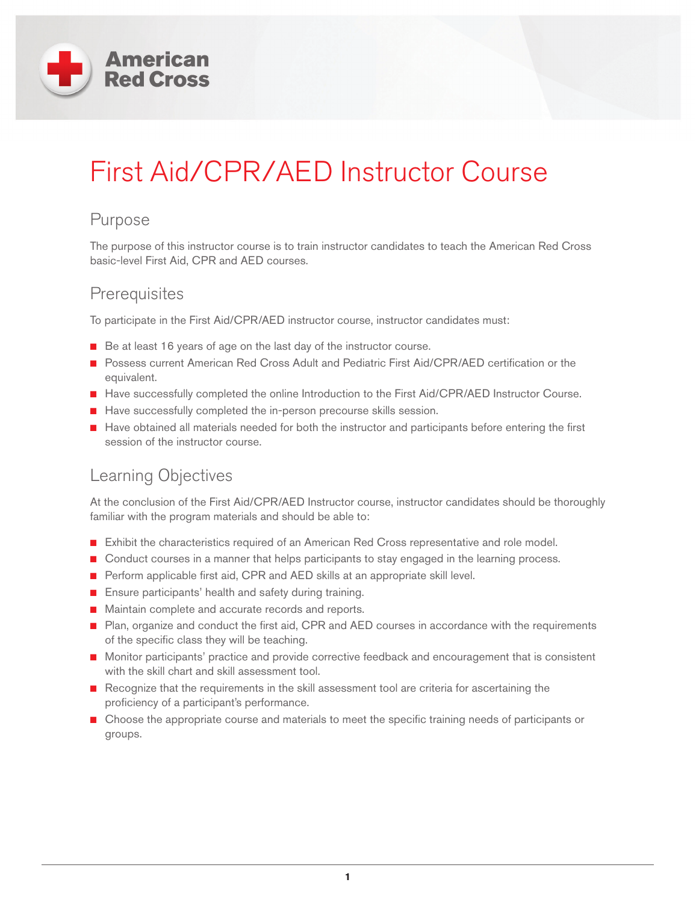American Red Cross

# First Aid/CPR/AED Instructor Course

## Purpose

The purpose of this instructor course is to train instructor candidates to teach the American Red Cross basic-level First Aid, CPR and AED courses.

## Prerequisites

To participate in the First Aid/CPR/AED instructor course, instructor candidates must:

- Be at least 16 years of age on the last day of the instructor course.
- Possess current American Red Cross Adult and Pediatric First Aid/CPR/AED certification or the equivalent.
- Have successfully completed the online Introduction to the First Aid/CPR/AED Instructor Course.
- Have successfully completed the in-person precourse skills session.
- Have obtained all materials needed for both the instructor and participants before entering the first session of the instructor course.

## Learning Objectives

At the conclusion of the First Aid/CPR/AED Instructor course, instructor candidates should be thoroughly familiar with the program materials and should be able to:

- Exhibit the characteristics required of an American Red Cross representative and role model.
- Conduct courses in a manner that helps participants to stay engaged in the learning process.
- Perform applicable first aid, CPR and AED skills at an appropriate skill level.
- Ensure participants' health and safety during training.
- Maintain complete and accurate records and reports.
- Plan, organize and conduct the first aid, CPR and AED courses in accordance with the requirements of the specific class they will be teaching.
- Monitor participants' practice and provide corrective feedback and encouragement that is consistent with the skill chart and skill assessment tool.
- Recognize that the requirements in the skill assessment tool are criteria for ascertaining the proficiency of a participant's performance.
- Choose the appropriate course and materials to meet the specific training needs of participants or groups.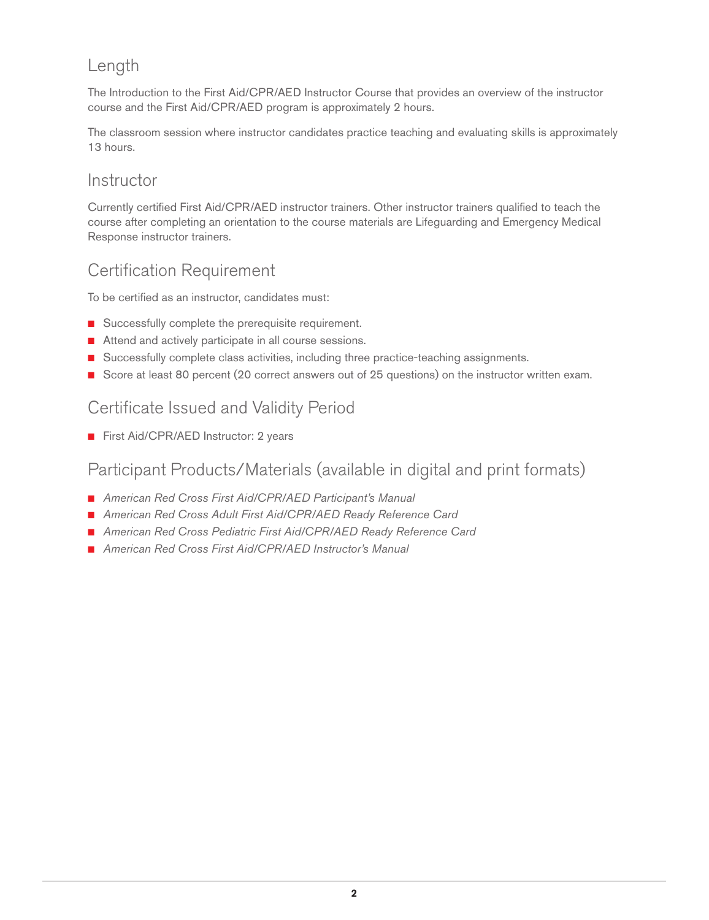## Length

The Introduction to the First Aid/CPR/AED Instructor Course that provides an overview of the instructor course and the First Aid/CPR/AED program is approximately 2 hours.

The classroom session where instructor candidates practice teaching and evaluating skills is approximately 13 hours.

## Instructor

Currently certified First Aid/CPR/AED instructor trainers. Other instructor trainers qualified to teach the course after completing an orientation to the course materials are Lifeguarding and Emergency Medical Response instructor trainers.

## Certification Requirement

To be certified as an instructor, candidates must:

- Successfully complete the prerequisite requirement.
- Attend and actively participate in all course sessions.
- Successfully complete class activities, including three practice-teaching assignments.
- Score at least 80 percent (20 correct answers out of 25 questions) on the instructor written exam.

## Certificate Issued and Validity Period

- First Aid/CPR/AED Instructor: 2 years

## Participant Products/Materials (available in digital and print formats)

- *American Red Cross First Aid/CPR/AED Participant's Manual*
- *American Red Cross Adult First Aid/CPR/AED Ready Reference Card*
- *American Red Cross Pediatric First Aid/CPR/AED Ready Reference Card*
- *American Red Cross First Aid/CPR/AED Instructor's Manual*